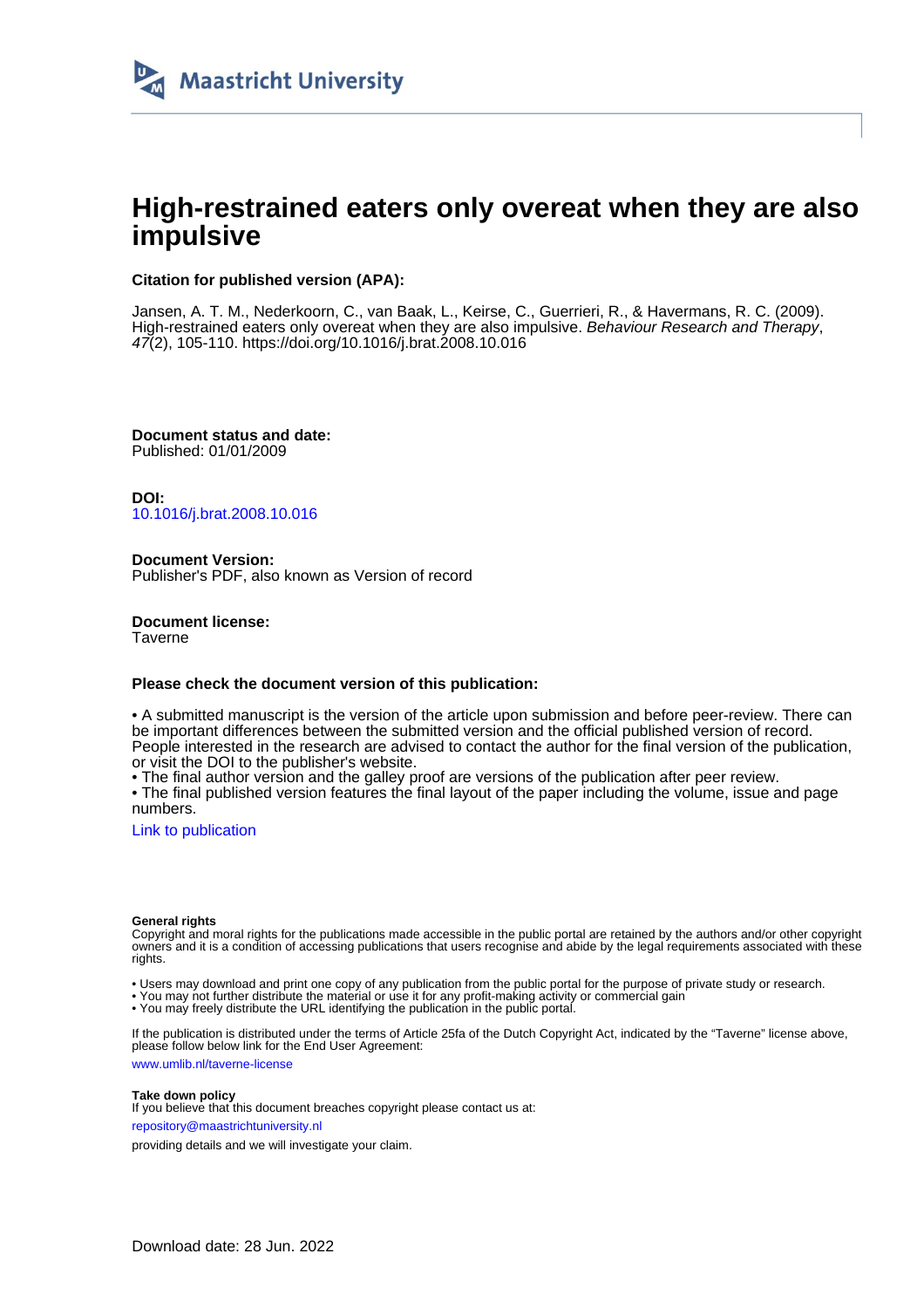Maastricht University

# High-restrained eaters only overeat when they are also impulsive

**Citation for published version (APA):**

Jansen, A. T. M., Nederkoorn, C., van Baak, L., Keirse, C., Guerrieri, R., & Havermans, R. C. (2009). High-restrained eaters only overeat when they are also impulsive. *Behaviour Research and Therapy*, *47*(2), 105-110. https://doi.org/10.1016/j.brat.2008.10.016

**Document status and date:**
Published: 01/01/2009

**DOI:**
10.1016/j.brat.2008.10.016

**Document Version:**
Publisher's PDF, also known as Version of record

**Document license:**
Taverne

**Please check the document version of this publication:**

• A submitted manuscript is the version of the article upon submission and before peer-review. There can be important differences between the submitted version and the official published version of record. People interested in the research are advised to contact the author for the final version of the publication, or visit the DOI to the publisher's website.
• The final author version and the galley proof are versions of the publication after peer review.
• The final published version features the final layout of the paper including the volume, issue and page numbers.

Link to publication

**General rights**
Copyright and moral rights for the publications made accessible in the public portal are retained by the authors and/or other copyright owners and it is a condition of accessing publications that users recognise and abide by the legal requirements associated with these rights.

• Users may download and print one copy of any publication from the public portal for the purpose of private study or research.
• You may not further distribute the material or use it for any profit-making activity or commercial gain
• You may freely distribute the URL identifying the publication in the public portal.

If the publication is distributed under the terms of Article 25fa of the Dutch Copyright Act, indicated by the "Taverne" license above, please follow below link for the End User Agreement:

www.umlib.nl/taverne-license

**Take down policy**
If you believe that this document breaches copyright please contact us at:

repository@maastrichtuniversity.nl

providing details and we will investigate your claim.

Download date: 28 Jun. 2022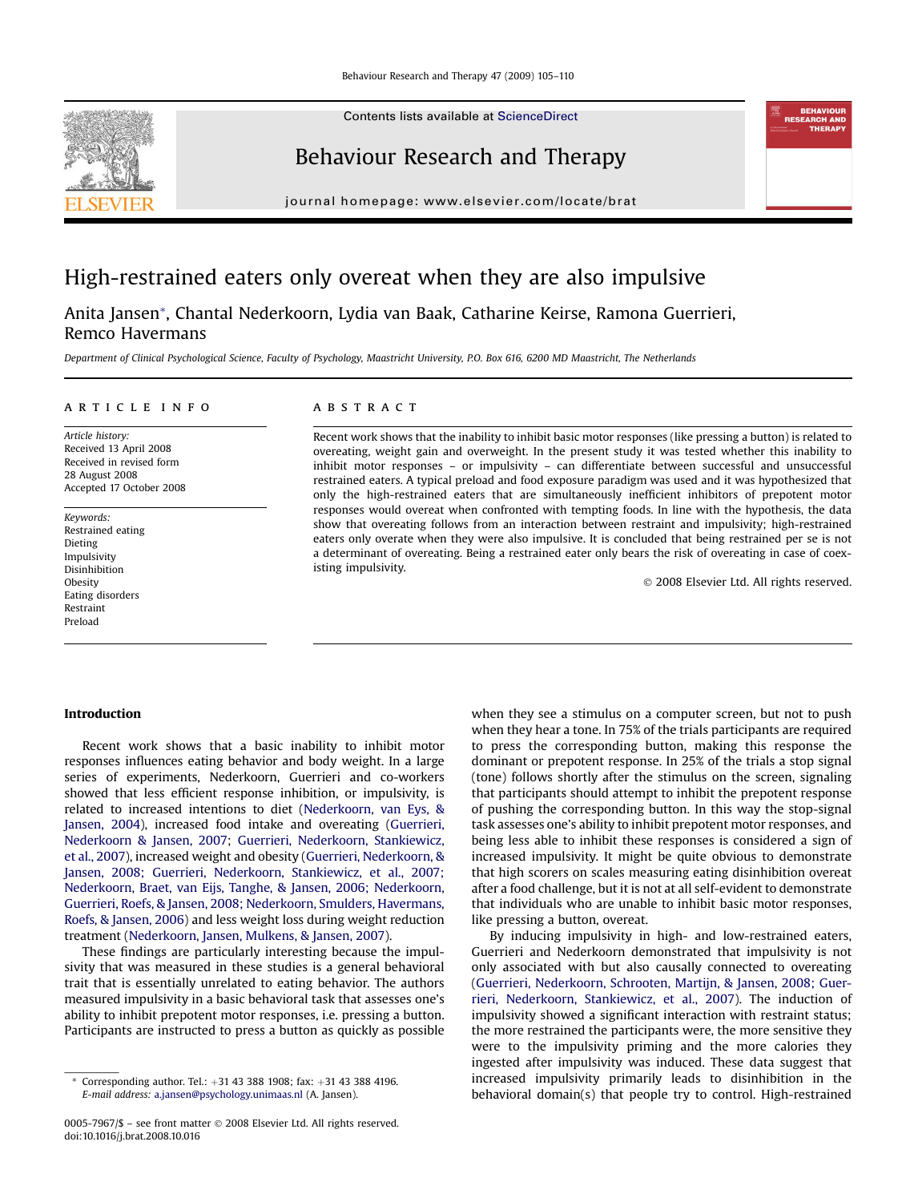# High-restrained eaters only overeat when they are also impulsive

Anita Jansen*, Chantal Nederkoorn, Lydia van Baak, Catharine Keirse, Ramona Guerrieri, Remco Havermans

*Department of Clinical Psychological Science, Faculty of Psychology, Maastricht University, P.O. Box 616, 6200 MD Maastricht, The Netherlands*

## ARTICLE INFO

*Article history:*
Received 13 April 2008
Received in revised form 28 August 2008
Accepted 17 October 2008

*Keywords:*
Restrained eating
Dieting
Impulsivity
Disinhibition
Obesity
Eating disorders
Restraint
Preload

## ABSTRACT

Recent work shows that the inability to inhibit basic motor responses (like pressing a button) is related to overeating, weight gain and overweight. In the present study it was tested whether this inability to inhibit motor responses – or impulsivity – can differentiate between successful and unsuccessful restrained eaters. A typical preload and food exposure paradigm was used and it was hypothesized that only the high-restrained eaters that are simultaneously inefficient inhibitors of prepotent motor responses would overeat when confronted with tempting foods. In line with the hypothesis, the data show that overeating follows from an interaction between restraint and impulsivity; high-restrained eaters only overate when they were also impulsive. It is concluded that being restrained per se is not a determinant of overeating. Being a restrained eater only bears the risk of overeating in case of coexisting impulsivity.

© 2008 Elsevier Ltd. All rights reserved.

## Introduction

Recent work shows that a basic inability to inhibit motor responses influences eating behavior and body weight. In a large series of experiments, Nederkoorn, Guerrieri and co-workers showed that less efficient response inhibition, or impulsivity, is related to increased intentions to diet (Nederkoorn, van Eys, & Jansen, 2004), increased food intake and overeating (Guerrieri, Nederkoorn & Jansen, 2007; Guerrieri, Nederkoorn, Stankiewicz, et al., 2007), increased weight and obesity (Guerrieri, Nederkoorn, & Jansen, 2008; Guerrieri, Nederkoorn, Stankiewicz, et al., 2007; Nederkoorn, Braet, van Eijs, Tanghe, & Jansen, 2006; Nederkoorn, Guerrieri, Roefs, & Jansen, 2008; Nederkoorn, Smulders, Havermans, Roefs, & Jansen, 2006) and less weight loss during weight reduction treatment (Nederkoorn, Jansen, Mulkens, & Jansen, 2007).

These findings are particularly interesting because the impulsivity that was measured in these studies is a general behavioral trait that is essentially unrelated to eating behavior. The authors measured impulsivity in a basic behavioral task that assesses one's ability to inhibit prepotent motor responses, i.e. pressing a button. Participants are instructed to press a button as quickly as possible when they see a stimulus on a computer screen, but not to push when they hear a tone. In 75% of the trials participants are required to press the corresponding button, making this response the dominant or prepotent response. In 25% of the trials a stop signal (tone) follows shortly after the stimulus on the screen, signaling that participants should attempt to inhibit the prepotent response of pushing the corresponding button. In this way the stop-signal task assesses one's ability to inhibit prepotent motor responses, and being less able to inhibit these responses is considered a sign of increased impulsivity. It might be quite obvious to demonstrate that high scorers on scales measuring eating disinhibition overeat after a food challenge, but it is not at all self-evident to demonstrate that individuals who are unable to inhibit basic motor responses, like pressing a button, overeat.

By inducing impulsivity in high- and low-restrained eaters, Guerrieri and Nederkoorn demonstrated that impulsivity is not only associated with but also causally connected to overeating (Guerrieri, Nederkoorn, Schrooten, Martijn, & Jansen, 2008; Guerrieri, Nederkoorn, Stankiewicz, et al., 2007). The induction of impulsivity showed a significant interaction with restraint status; the more restrained the participants were, the more sensitive they were to the impulsivity priming and the more calories they ingested after impulsivity was induced. These data suggest that increased impulsivity primarily leads to disinhibition in the behavioral domain(s) that people try to control. High-restrained

* Corresponding author. Tel.: +31 43 388 1908; fax: +31 43 388 4196. *E-mail address:* a.jansen@psychology.unimaas.nl (A. Jansen).

0005-7967/$ – see front matter © 2008 Elsevier Ltd. All rights reserved.
doi:10.1016/j.brat.2008.10.016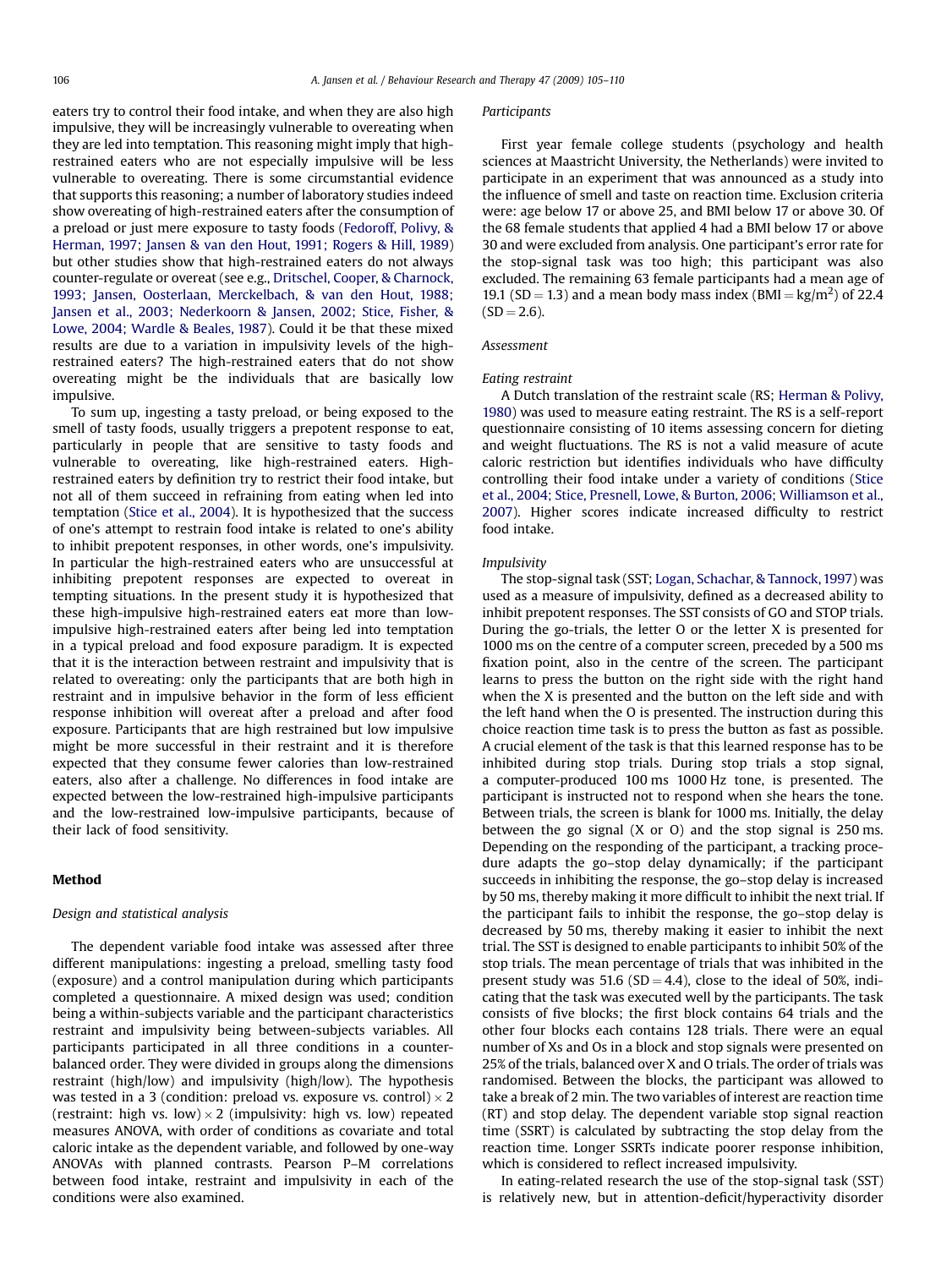eaters try to control their food intake, and when they are also high impulsive, they will be increasingly vulnerable to overeating when they are led into temptation. This reasoning might imply that high-restrained eaters who are not especially impulsive will be less vulnerable to overeating. There is some circumstantial evidence that supports this reasoning; a number of laboratory studies indeed show overeating of high-restrained eaters after the consumption of a preload or just mere exposure to tasty foods (Fedoroff, Polivy, & Herman, 1997; Jansen & van den Hout, 1991; Rogers & Hill, 1989) but other studies show that high-restrained eaters do not always counter-regulate or overeat (see e.g., Dritschel, Cooper, & Charnock, 1993; Jansen, Oosterlaan, Merckelbach, & van den Hout, 1988; Jansen et al., 2003; Nederkoorn & Jansen, 2002; Stice, Fisher, & Lowe, 2004; Wardle & Beales, 1987). Could it be that these mixed results are due to a variation in impulsivity levels of the high-restrained eaters? The high-restrained eaters that do not show overeating might be the individuals that are basically low impulsive.

To sum up, ingesting a tasty preload, or being exposed to the smell of tasty foods, usually triggers a prepotent response to eat, particularly in people that are sensitive to tasty foods and vulnerable to overeating, like high-restrained eaters. High-restrained eaters by definition try to restrict their food intake, but not all of them succeed in refraining from eating when led into temptation (Stice et al., 2004). It is hypothesized that the success of one's attempt to restrain food intake is related to one's ability to inhibit prepotent responses, in other words, one's impulsivity. In particular the high-restrained eaters who are unsuccessful at inhibiting prepotent responses are expected to overeat in tempting situations. In the present study it is hypothesized that these high-impulsive high-restrained eaters eat more than low-impulsive high-restrained eaters after being led into temptation in a typical preload and food exposure paradigm. It is expected that it is the interaction between restraint and impulsivity that is related to overeating: only the participants that are both high in restraint and in impulsive behavior in the form of less efficient response inhibition will overeat after a preload and after food exposure. Participants that are high restrained but low impulsive might be more successful in their restraint and it is therefore expected that they consume fewer calories than low-restrained eaters, also after a challenge. No differences in food intake are expected between the low-restrained high-impulsive participants and the low-restrained low-impulsive participants, because of their lack of food sensitivity.

## Method

### *Design and statistical analysis*

The dependent variable food intake was assessed after three different manipulations: ingesting a preload, smelling tasty food (exposure) and a control manipulation during which participants completed a questionnaire. A mixed design was used; condition being a within-subjects variable and the participant characteristics restraint and impulsivity being between-subjects variables. All participants participated in all three conditions in a counter-balanced order. They were divided in groups along the dimensions restraint (high/low) and impulsivity (high/low). The hypothesis was tested in a 3 (condition: preload vs. exposure vs. control) × 2 (restraint: high vs. low) × 2 (impulsivity: high vs. low) repeated measures ANOVA, with order of conditions as covariate and total caloric intake as the dependent variable, and followed by one-way ANOVAs with planned contrasts. Pearson P–M correlations between food intake, restraint and impulsivity in each of the conditions were also examined.

### *Participants*

First year female college students (psychology and health sciences at Maastricht University, the Netherlands) were invited to participate in an experiment that was announced as a study into the influence of smell and taste on reaction time. Exclusion criteria were: age below 17 or above 25, and BMI below 17 or above 30. Of the 68 female students that applied 4 had a BMI below 17 or above 30 and were excluded from analysis. One participant's error rate for the stop-signal task was too high; this participant was also excluded. The remaining 63 female participants had a mean age of 19.1 (SD = 1.3) and a mean body mass index (BMI = $kg/m^2$) of 22.4 (SD = 2.6).

### *Assessment*

#### *Eating restraint*

A Dutch translation of the restraint scale (RS; Herman & Polivy, 1980) was used to measure eating restraint. The RS is a self-report questionnaire consisting of 10 items assessing concern for dieting and weight fluctuations. The RS is not a valid measure of acute caloric restriction but identifies individuals who have difficulty controlling their food intake under a variety of conditions (Stice et al., 2004; Stice, Presnell, Lowe, & Burton, 2006; Williamson et al., 2007). Higher scores indicate increased difficulty to restrict food intake.

#### *Impulsivity*

The stop-signal task (SST; Logan, Schachar, & Tannock, 1997) was used as a measure of impulsivity, defined as a decreased ability to inhibit prepotent responses. The SST consists of GO and STOP trials. During the go-trials, the letter O or the letter X is presented for 1000 ms on the centre of a computer screen, preceded by a 500 ms fixation point, also in the centre of the screen. The participant learns to press the button on the right side with the right hand when the X is presented and the button on the left side and with the left hand when the O is presented. The instruction during this choice reaction time task is to press the button as fast as possible. A crucial element of the task is that this learned response has to be inhibited during stop trials. During stop trials a stop signal, a computer-produced 100 ms 1000 Hz tone, is presented. The participant is instructed not to respond when she hears the tone. Between trials, the screen is blank for 1000 ms. Initially, the delay between the go signal (X or O) and the stop signal is 250 ms. Depending on the responding of the participant, a tracking procedure adapts the go–stop delay dynamically; if the participant succeeds in inhibiting the response, the go–stop delay is increased by 50 ms, thereby making it more difficult to inhibit the next trial. If the participant fails to inhibit the response, the go–stop delay is decreased by 50 ms, thereby making it easier to inhibit the next trial. The SST is designed to enable participants to inhibit 50% of the stop trials. The mean percentage of trials that was inhibited in the present study was 51.6 (SD = 4.4), close to the ideal of 50%, indicating that the task was executed well by the participants. The task consists of five blocks; the first block contains 64 trials and the other four blocks each contains 128 trials. There were an equal number of Xs and Os in a block and stop signals were presented on 25% of the trials, balanced over X and O trials. The order of trials was randomised. Between the blocks, the participant was allowed to take a break of 2 min. The two variables of interest are reaction time (RT) and stop delay. The dependent variable stop signal reaction time (SSRT) is calculated by subtracting the stop delay from the reaction time. Longer SSRTs indicate poorer response inhibition, which is considered to reflect increased impulsivity.

In eating-related research the use of the stop-signal task (SST) is relatively new, but in attention-deficit/hyperactivity disorder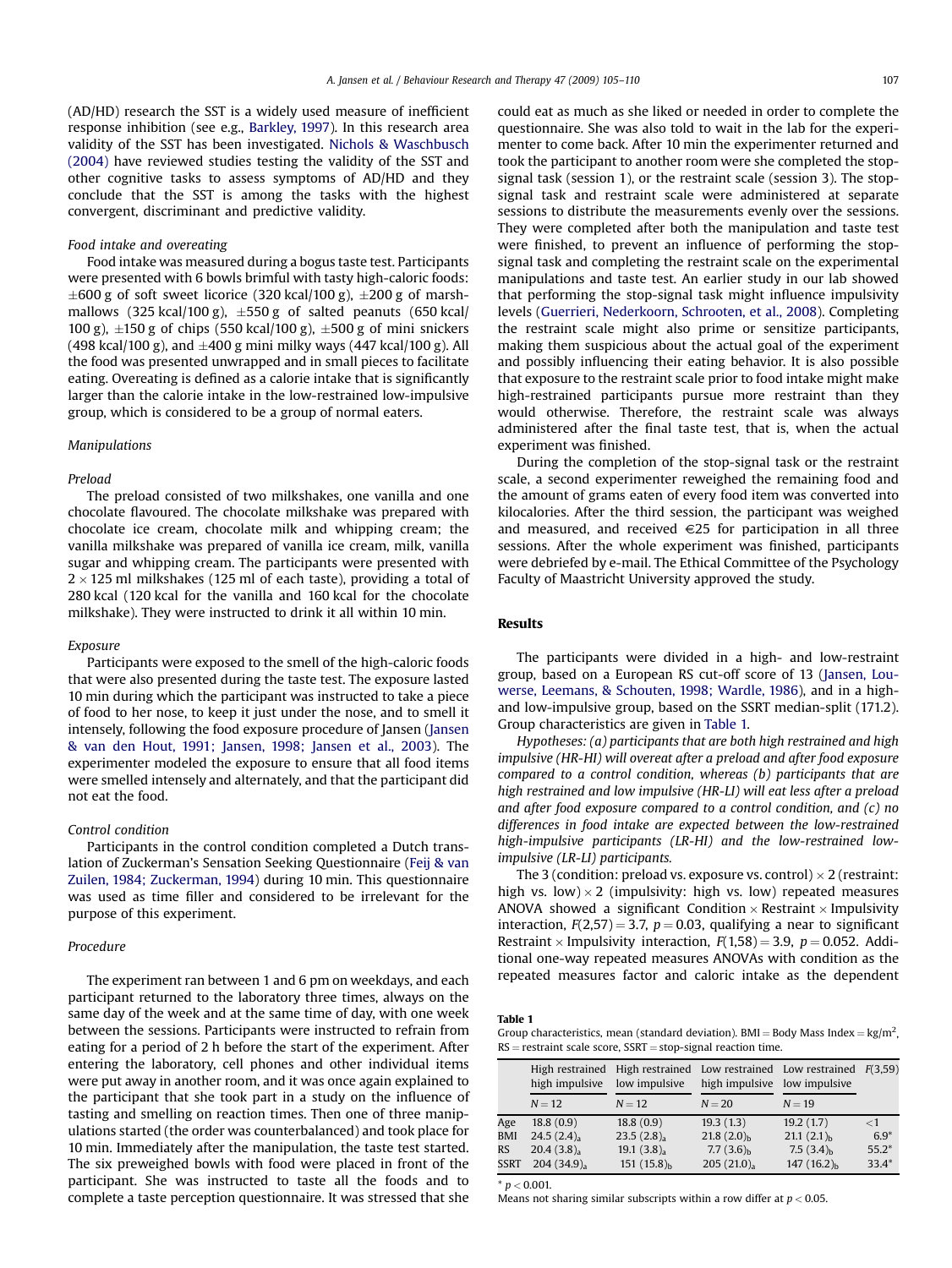(AD/HD) research the SST is a widely used measure of inefficient response inhibition (see e.g., Barkley, 1997). In this research area validity of the SST has been investigated. Nichols & Waschbusch (2004) have reviewed studies testing the validity of the SST and other cognitive tasks to assess symptoms of AD/HD and they conclude that the SST is among the tasks with the highest convergent, discriminant and predictive validity.

*Food intake and overeating*

Food intake was measured during a bogus taste test. Participants were presented with 6 bowls brimful with tasty high-caloric foods: ±600 g of soft sweet licorice (320 kcal/100 g), ±200 g of marshmallows (325 kcal/100 g), ±550 g of salted peanuts (650 kcal/100 g), ±150 g of chips (550 kcal/100 g), ±500 g of mini snickers (498 kcal/100 g), and ±400 g mini milky ways (447 kcal/100 g). All the food was presented unwrapped and in small pieces to facilitate eating. Overeating is defined as a calorie intake that is significantly larger than the calorie intake in the low-restrained low-impulsive group, which is considered to be a group of normal eaters.

*Manipulations*

*Preload*

The preload consisted of two milkshakes, one vanilla and one chocolate flavoured. The chocolate milkshake was prepared with chocolate ice cream, chocolate milk and whipping cream; the vanilla milkshake was prepared of vanilla ice cream, milk, vanilla sugar and whipping cream. The participants were presented with $2 \times 125$ ml milkshakes (125 ml of each taste), providing a total of 280 kcal (120 kcal for the vanilla and 160 kcal for the chocolate milkshake). They were instructed to drink it all within 10 min.

*Exposure*

Participants were exposed to the smell of the high-caloric foods that were also presented during the taste test. The exposure lasted 10 min during which the participant was instructed to take a piece of food to her nose, to keep it just under the nose, and to smell it intensely, following the food exposure procedure of Jansen (Jansen & van den Hout, 1991; Jansen, 1998; Jansen et al., 2003). The experimenter modeled the exposure to ensure that all food items were smelled intensely and alternately, and that the participant did not eat the food.

*Control condition*

Participants in the control condition completed a Dutch translation of Zuckerman's Sensation Seeking Questionnaire (Feij & van Zuilen, 1984; Zuckerman, 1994) during 10 min. This questionnaire was used as time filler and considered to be irrelevant for the purpose of this experiment.

*Procedure*

The experiment ran between 1 and 6 pm on weekdays, and each participant returned to the laboratory three times, always on the same day of the week and at the same time of day, with one week between the sessions. Participants were instructed to refrain from eating for a period of 2 h before the start of the experiment. After entering the laboratory, cell phones and other individual items were put away in another room, and it was once again explained to the participant that she took part in a study on the influence of tasting and smelling on reaction times. Then one of three manipulations started (the order was counterbalanced) and took place for 10 min. Immediately after the manipulation, the taste test started. The six preweighed bowls with food were placed in front of the participant. She was instructed to taste all the foods and to complete a taste perception questionnaire. It was stressed that she could eat as much as she liked or needed in order to complete the questionnaire. She was also told to wait in the lab for the experimenter to come back. After 10 min the experimenter returned and took the participant to another room were she completed the stop-signal task (session 1), or the restraint scale (session 3). The stop-signal task and restraint scale were administered at separate sessions to distribute the measurements evenly over the sessions. They were completed after both the manipulation and taste test were finished, to prevent an influence of performing the stop-signal task and completing the restraint scale on the experimental manipulations and taste test. An earlier study in our lab showed that performing the stop-signal task might influence impulsivity rates (Guerrieri, Nederkoorn, Schrooten, et al., 2008). Completing the restraint scale might also prime or sensitize participants, making them suspicious about the actual goal of the experiment and possibly influencing their eating behavior. It is also possible that exposure to the restraint scale prior to food intake might make high-restrained participants pursue more restraint than they would otherwise. Therefore, the restraint scale was always administered after the final taste test, that is, when the actual experiment was finished.

During the completion of the stop-signal task or the restraint scale, a second experimenter reweighed the remaining food and the amount of grams eaten of every food item was converted into kilocalories. After the third session, the participant was weighed and measured, and received €25 for participation in all three sessions. After the whole experiment was finished, participants were debriefed by e-mail. The Ethical Committee of the Psychology Faculty of Maastricht University approved the study.

## Results

The participants were divided in a high- and low-restraint group, based on a European RS cut-off score of 13 (Jansen, Louwerse, Leemans, & Schouten, 1998; Wardle, 1986), and in a high- and low-impulsive group, based on the SSRT median-split (171.2). Group characteristics are given in Table 1.

*Hypotheses: (a) participants that are both high restrained and high impulsive (HR-HI) will overeat after a preload and after food exposure compared to a control condition, whereas (b) participants that are high restrained and low impulsive (HR-LI) will eat less after a preload and after food exposure compared to a control condition, and (c) no differences in food intake are expected between the low-restrained high-impulsive participants (LR-HI) and the low-restrained low-impulsive (LR-LI) participants.*

The 3 (condition: preload vs. exposure vs. control) × 2 (restraint: high vs. low) × 2 (impulsivity: high vs. low) repeated measures ANOVA showed a significant Condition × Restraint × Impulsivity interaction, $F(2,57) = 3.7$, $p = 0.03$, qualifying a near to significant Restraint × Impulsivity interaction, $F(1,58) = 3.9$, $p = 0.052$. Additional one-way repeated measures ANOVAs with condition as the repeated measures factor and caloric intake as the dependent

**Table 1**
Group characteristics, mean (standard deviation). BMI = Body Mass Index = kg/m$^2$, RS = restraint scale score, SSRT = stop-signal reaction time.

| | High restrained high impulsive | High restrained low impulsive | Low restrained high impulsive | Low restrained low impulsive | $F(3,59)$ |
|---|---|---|---|---|---|
| | $N = 12$ | $N = 12$ | $N = 20$ | $N = 19$ | |
| Age | 18.8 (0.9) | 18.8 (0.9) | 19.3 (1.3) | 19.2 (1.7) | <1 |
| BMI | 24.5 $(2.4)_a$ | 23.5 $(2.8)_a$ | 21.8 $(2.0)_b$ | 21.1 $(2.1)_b$ | 6.9* |
| RS | 20.4 $(3.8)_a$ | 19.1 $(3.8)_a$ | 7.7 $(3.6)_b$ | 7.5 $(3.4)_b$ | 55.2* |
| SSRT | 204 $(34.9)_a$ | 151 $(15.8)_b$ | 205 $(21.0)_a$ | 147 $(16.2)_b$ | 33.4* |

* $p < 0.001$.
Means not sharing similar subscripts within a row differ at $p < 0.05$.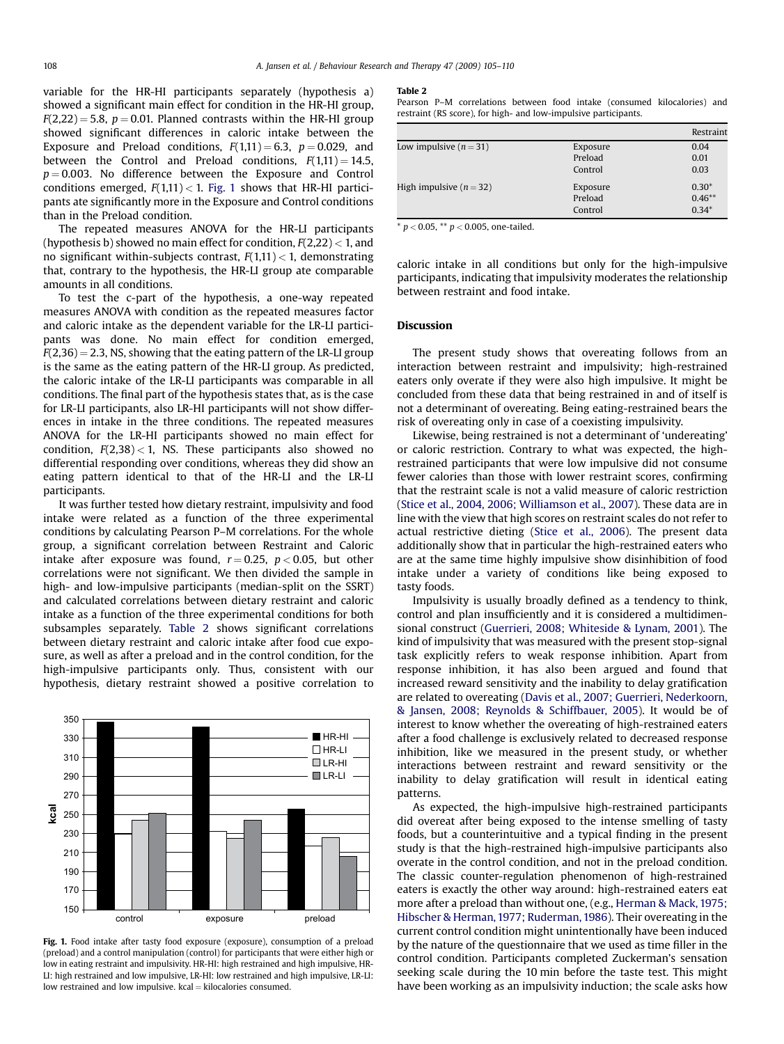variable for the HR-HI participants separately (hypothesis a) showed a significant main effect for condition in the HR-HI group, $F(2,22) = 5.8$, $p = 0.01$. Planned contrasts within the HR-HI group showed significant differences in caloric intake between the Exposure and Preload conditions, $F(1,11) = 6.3$, $p = 0.029$, and between the Control and Preload conditions, $F(1,11) = 14.5$, $p = 0.003$. No difference between the Exposure and Control conditions emerged, $F(1,11) < 1$. Fig. 1 shows that HR-HI participants ate significantly more in the Exposure and Control conditions than in the Preload condition.

The repeated measures ANOVA for the HR-LI participants (hypothesis b) showed no main effect for condition, $F(2,22) < 1$, and no significant within-subjects contrast, $F(1,11) < 1$, demonstrating that, contrary to the hypothesis, the HR-LI group ate comparable amounts in all conditions.

To test the c-part of the hypothesis, a one-way repeated measures ANOVA with condition as the repeated measures factor and caloric intake as the dependent variable for the LR-LI participants was done. No main effect for condition emerged, $F(2,36) = 2.3$, NS, showing that the eating pattern of the LR-LI group is the same as the eating pattern of the HR-LI group. As predicted, the caloric intake of the LR-LI participants was comparable in all conditions. The final part of the hypothesis states that, as is the case for LR-LI participants, also LR-HI participants will not show differences in intake in the three conditions. The repeated measures ANOVA for the LR-HI participants showed no main effect for condition, $F(2,38) < 1$, NS. These participants also showed no differential responding over conditions, whereas they did show an eating pattern identical to that of the HR-LI and the LR-LI participants.

It was further tested how dietary restraint, impulsivity and food intake were related as a function of the three experimental conditions by calculating Pearson P–M correlations. For the whole group, a significant correlation between Restraint and Caloric intake after exposure was found, $r = 0.25$, $p < 0.05$, but other correlations were not significant. We then divided the sample in high- and low-impulsive participants (median-split on the SSRT) and calculated correlations between dietary restraint and caloric intake as a function of the three experimental conditions for both subsamples separately. Table 2 shows significant correlations between dietary restraint and caloric intake after food cue exposure, as well as after a preload and in the control condition, for the high-impulsive participants only. Thus, consistent with our hypothesis, dietary restraint showed a positive correlation to caloric intake in all conditions but only for the high-impulsive participants, indicating that impulsivity moderates the relationship between restraint and food intake.

350
330
310
290
270
250
230
210
190
170
150

kcal

HR-HI
HR-LI
LR-HI
LR-LI

control
exposure
preload

**Fig. 1.** Food intake after tasty food exposure (exposure), consumption of a preload (preload) and a control manipulation (control) for participants that were either high or low in eating restraint and impulsivity. HR-HI: high restrained and high impulsive, HR-LI: high restrained and low impulsive, LR-HI: low restrained and high impulsive, LR-LI: low restrained and low impulsive. kcal = kilocalories consumed.

**Table 2**
Pearson P–M correlations between food intake (consumed kilocalories) and restraint (RS score), for high- and low-impulsive participants.

| | | Restraint |
|---|---|---|
| Low impulsive ($n = 31$) | Exposure | 0.04 |
| | Preload | 0.01 |
| | Control | 0.03 |
| High impulsive ($n = 32$) | Exposure | 0.30* |
| | Preload | 0.46** |
| | Control | 0.34* |

* $p < 0.05$, ** $p < 0.005$, one-tailed.

## Discussion

The present study shows that overeating follows from an interaction between restraint and impulsivity; high-restrained eaters only overate if they were also high impulsive. It might be concluded from these data that being restrained in and of itself is not a determinant of overeating. Being eating-restrained bears the risk of overeating only in case of a coexisting impulsivity.

Likewise, being restrained is not a determinant of 'undereating' or caloric restriction. Contrary to what was expected, the high-restrained participants that were low impulsive did not consume fewer calories than those with lower restraint scores, confirming that the restraint scale is not a valid measure of caloric restriction (Stice et al., 2004, 2006; Williamson et al., 2007). These data are in line with the view that high scores on restraint scales do not refer to actual restrictive dieting (Stice et al., 2006). The present data additionally show that in particular the high-restrained eaters who are at the same time highly impulsive show disinhibition of food intake under a variety of conditions like being exposed to tasty foods.

Impulsivity is usually broadly defined as a tendency to think, control and plan insufficiently and it is considered a multidimensional construct (Guerrieri, 2008; Whiteside & Lynam, 2001). The kind of impulsivity that was measured with the present stop-signal task explicitly refers to weak response inhibition. Apart from response inhibition, it has also been argued and found that increased reward sensitivity and the inability to delay gratification are related to overeating (Davis et al., 2007; Guerrieri, Nederkoorn, & Jansen, 2008; Reynolds & Schiffbauer, 2005). It would be of interest to know whether the overeating of high-restrained eaters after a food challenge is exclusively related to decreased response inhibition, like we measured in the present study, or whether interactions between restraint and reward sensitivity or the inability to delay gratification will result in identical eating patterns.

As expected, the high-impulsive high-restrained participants did overeat after being exposed to the intense smelling of tasty foods, but a counterintuitive and a typical finding in the present study is that the high-restrained high-impulsive participants also overate in the control condition, and not in the preload condition. The classic counter-regulation phenomenon of high-restrained eaters is exactly the other way around: high-restrained eaters eat more after a preload than without one, (e.g., Herman & Mack, 1975; Hibscher & Herman, 1977; Ruderman, 1986). Their overeating in the current control condition might unintentionally have been induced by the nature of the questionnaire that we used as time filler in the control condition. Participants completed Zuckerman's sensation seeking scale during the 10 min before the taste test. This might have been working as an impulsivity induction; the scale asks how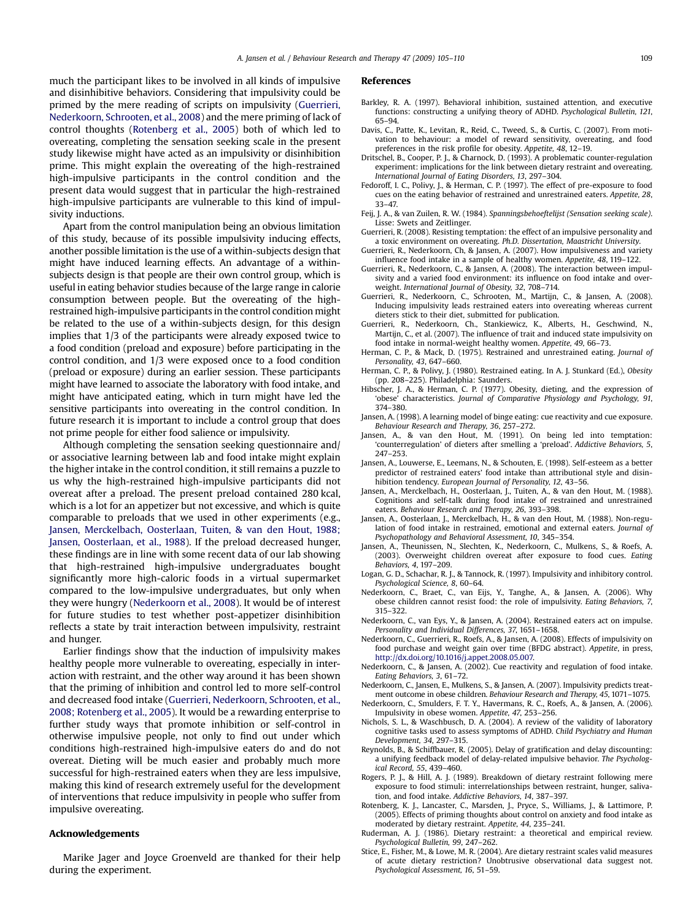much the participant likes to be involved in all kinds of impulsive and disinhibitive behaviors. Considering that impulsivity could be primed by the mere reading of scripts on impulsivity (Guerrieri, Nederkoorn, Schrooten, et al., 2008) and the mere priming of lack of control thoughts (Rotenberg et al., 2005) both of which led to overeating, completing the sensation seeking scale in the present study likewise might have acted as an impulsivity or disinhibition prime. This might explain the overeating of the high-restrained high-impulsive participants in the control condition and the present data would suggest that in particular the high-restrained high-impulsive participants are vulnerable to this kind of impulsivity inductions.

Apart from the control manipulation being an obvious limitation of this study, because of its possible impulsivity inducing effects, another possible limitation is the use of a within-subjects design that might have induced learning effects. An advantage of a within-subjects design is that people are their own control group, which is useful in eating behavior studies because of the large range in calorie consumption between people. But the overeating of the high-restrained high-impulsive participants in the control condition might be related to the use of a within-subjects design, for this design implies that 1/3 of the participants were already exposed twice to a food condition (preload and exposure) before participating in the control condition, and 1/3 were exposed once to a food condition (preload or exposure) during an earlier session. These participants might have learned to associate the laboratory with food intake, and might have anticipated eating, which in turn might have led the sensitive participants into overeating in the control condition. In future research it is important to include a control group that does not prime people for either food salience or impulsivity.

Although completing the sensation seeking questionnaire and/or associative learning between lab and food intake might explain the higher intake in the control condition, it still remains a puzzle to us why the high-restrained high-impulsive participants did not overeat after a preload. The present preload contained 280 kcal, which is a lot for an appetizer but not excessive, and which is quite comparable to preloads that we used in other experiments (e.g., Jansen, Merckelbach, Oosterlaan, Tuiten, & van den Hout, 1988; Jansen, Oosterlaan, et al., 1988). If the preload decreased hunger, these findings are in line with some recent data of our lab showing that high-restrained high-impulsive undergraduates bought significantly more high-caloric foods in a virtual supermarket compared to the low-impulsive undergraduates, but only when they were hungry (Nederkoorn et al., 2008). It would be of interest for future studies to test whether post-appetizer disinhibition reflects a state by trait interaction between impulsivity, restraint and hunger.

Earlier findings show that the induction of impulsivity makes healthy people more vulnerable to overeating, especially in interaction with restraint, and the other way around it has been shown that the priming of inhibition and control led to more self-control and decreased food intake (Guerrieri, Nederkoorn, Schrooten, et al., 2008; Rotenberg et al., 2005). It would be a rewarding enterprise to further study ways that promote inhibition or self-control in otherwise impulsive people, not only to find out under which conditions high-restrained high-impulsive eaters do and do not overeat. Dieting will be much easier and probably much more successful for high-restrained eaters when they are less impulsive, making this kind of research extremely useful for the development of interventions that reduce impulsivity in people who suffer from impulsive overeating.

## Acknowledgements

Marike Jager and Joyce Groenveld are thanked for their help during the experiment.

## References

Barkley, R. A. (1997). Behavioral inhibition, sustained attention, and executive functions: constructing a unifying theory of ADHD. *Psychological Bulletin, 121*, 65–94.

Davis, C., Patte, K., Levitan, R., Reid, C., Tweed, S., & Curtis, C. (2007). From motivation to behaviour: a model of reward sensitivity, overeating, and food preferences in the risk profile for obesity. *Appetite, 48*, 12–19.

Dritschel, B., Cooper, P. J., & Charnock, D. (1993). A problematic counter-regulation experiment: implications for the link between dietary restraint and overeating. *International Journal of Eating Disorders, 13*, 297–304.

Fedoroff, I. C., Polivy, J., & Herman, C. P. (1997). The effect of pre-exposure to food cues on the eating behavior of restrained and unrestrained eaters. *Appetite, 28*, 33–47.

Feij, J. A., & van Zuilen, R. W. (1984). *Spanningsbehoeftelijst (Sensation seeking scale)*. Lisse: Swets and Zeitlinger.

Guerrieri, R. (2008). Resisting temptation: the effect of an impulsive personality and a toxic environment on overeating. *Ph.D. Dissertation, Maastricht University.*

Guerrieri, R., Nederkoorn, Ch, & Jansen, A. (2007). How impulsiveness and variety influence food intake in a sample of healthy women. *Appetite, 48*, 119–122.

Guerrieri, R., Nederkoorn, C., & Jansen, A. (2008). The interaction between impulsivity and a varied food environment: its influence on food intake and overweight. *International Journal of Obesity, 32*, 708–714.

Guerrieri, R., Nederkoorn, C., Schrooten, M., Martijn, C., & Jansen, A. (2008). Inducing impulsivity leads restrained eaters into overeating whereas current dieters stick to their diet, submitted for publication.

Guerrieri, R., Nederkoorn, Ch., Stankiewicz, K., Alberts, H., Geschwind, N., Martijn, C., et al. (2007). The influence of trait and induced state impulsivity on food intake in normal-weight healthy women. *Appetite, 49*, 66–73.

Herman, C. P., & Mack, D. (1975). Restrained and unrestrained eating. *Journal of Personality, 43*, 647–660.

Herman, C. P., & Polivy, J. (1980). Restrained eating. In A. J. Stunkard (Ed.), *Obesity* (pp. 208–225). Philadelphia: Saunders.

Hibscher, J. A., & Herman, C. P. (1977). Obesity, dieting, and the expression of 'obese' characteristics. *Journal of Comparative Physiology and Psychology, 91*, 374–380.

Jansen, A. (1998). A learning model of binge eating: cue reactivity and cue exposure. *Behaviour Research and Therapy, 36*, 257–272.

Jansen, A., & van den Hout, M. (1991). On being led into temptation: 'counterregulation' of dieters after smelling a 'preload'. *Addictive Behaviors, 5*, 247–253.

Jansen, A., Louwerse, E., Leemans, N., & Schouten, E. (1998). Self-esteem as a better predictor of restrained eaters' food intake than attributional style and disinhibition tendency. *European Journal of Personality, 12*, 43–56.

Jansen, A., Merckelbach, H., Oosterlaan, J., Tuiten, A., & van den Hout, M. (1988). Cognitions and self-talk during food intake of restrained and unrestrained eaters. *Behaviour Research and Therapy, 26*, 393–398.

Jansen, A., Oosterlaan, J., Merckelbach, H., & van den Hout, M. (1988). Non-regulation of food intake in restrained, emotional and external eaters. *Journal of Psychopathology and Behavioral Assessment, 10*, 345–354.

Jansen, A., Theunissen, N., Slechten, K., Nederkoorn, C., Mulkens, S., & Roefs, A. (2003). Overweight children overeat after exposure to food cues. *Eating Behaviors, 4*, 197–209.

Logan, G. D., Schachar, R. J., & Tannock, R. (1997). Impulsivity and inhibitory control. *Psychological Science, 8*, 60–64.

Nederkoorn, C., Braet, C., van Eijs, Y., Tanghe, A., & Jansen, A. (2006). Why obese children cannot resist food: the role of impulsivity. *Eating Behaviors, 7*, 315–322.

Nederkoorn, C., van Eys, Y., & Jansen, A. (2004). Restrained eaters act on impulse. *Personality and Individual Differences, 37*, 1651–1658.

Nederkoorn, C., Guerrieri, R., Roefs, A., & Jansen, A. (2008). Effects of impulsivity on food purchase and weight gain over time (BFDG abstract). *Appetite*, in press, http://dx.doi.org/10.1016/j.appet.2008.05.007.

Nederkoorn, C., & Jansen, A. (2002). Cue reactivity and regulation of food intake. *Eating Behaviors, 3*, 61–72.

Nederkoorn, C., Jansen, E., Mulkens, S., & Jansen, A. (2007). Impulsivity predicts treatment outcome in obese children. *Behaviour Research and Therapy, 45*, 1071–1075.

Nederkoorn, C., Smulders, F. T. Y., Havermans, R. C., Roefs, A., & Jansen, A. (2006). Impulsivity in obese women. *Appetite, 47*, 253–256.

Nichols, S. L., & Waschbusch, D. A. (2004). A review of the validity of laboratory cognitive tasks used to assess symptoms of ADHD. *Child Psychiatry and Human Development, 34*, 297–315.

Reynolds, B., & Schiffbauer, R. (2005). Delay of gratification and delay discounting: a unifying feedback model of delay-related impulsive behavior. *The Psychological Record, 55*, 439–460.

Rogers, P. J., & Hill, A. J. (1989). Breakdown of dietary restraint following mere exposure to food stimuli: interrelationships between restraint, hunger, salivation, and food intake. *Addictive Behaviors, 14*, 387–397.

Rotenberg, K. J., Lancaster, C., Marsden, J., Pryce, S., Williams, J., & Lattimore, P. (2005). Effects of priming thoughts about control on anxiety and food intake as moderated by dietary restraint. *Appetite, 44*, 235–241.

Ruderman, A. J. (1986). Dietary restraint: a theoretical and empirical review. *Psychological Bulletin, 99*, 247–262.

Stice, E., Fisher, M., & Lowe, M. R. (2004). Are dietary restraint scales valid measures of acute dietary restriction? Unobtrusive observational data suggest not. *Psychological Assessment, 16*, 51–59.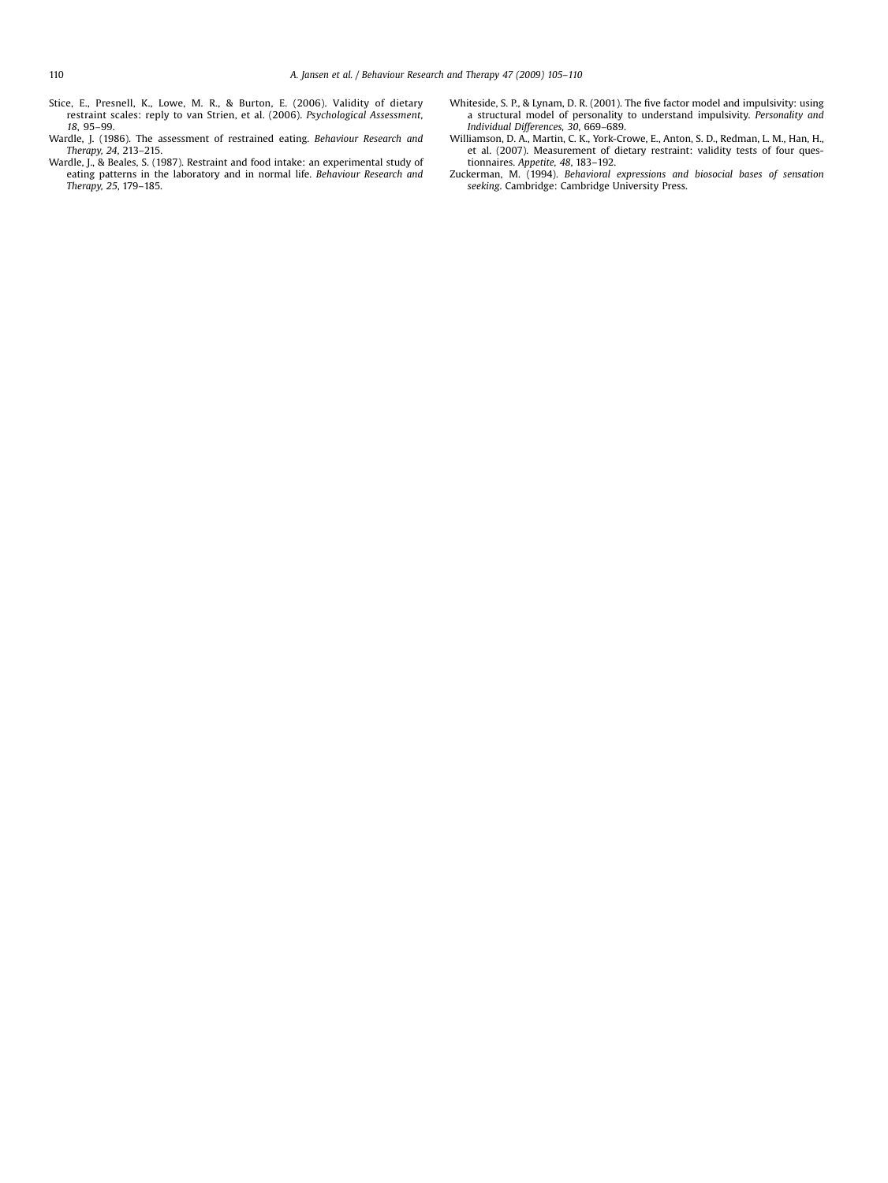Stice, E., Presnell, K., Lowe, M. R., & Burton, E. (2006). Validity of dietary restraint scales: reply to van Strien, et al. (2006). *Psychological Assessment, 18*, 95–99.

Wardle, J. (1986). The assessment of restrained eating. *Behaviour Research and Therapy, 24*, 213–215.

Wardle, J., & Beales, S. (1987). Restraint and food intake: an experimental study of eating patterns in the laboratory and in normal life. *Behaviour Research and Therapy, 25*, 179–185.

Whiteside, S. P., & Lynam, D. R. (2001). The five factor model and impulsivity: using a structural model of personality to understand impulsivity. *Personality and Individual Differences, 30*, 669–689.

Williamson, D. A., Martin, C. K., York-Crowe, E., Anton, S. D., Redman, L. M., Han, H., et al. (2007). Measurement of dietary restraint: validity tests of four questionnaires. *Appetite, 48*, 183–192.

Zuckerman, M. (1994). *Behavioral expressions and biosocial bases of sensation seeking*. Cambridge: Cambridge University Press.